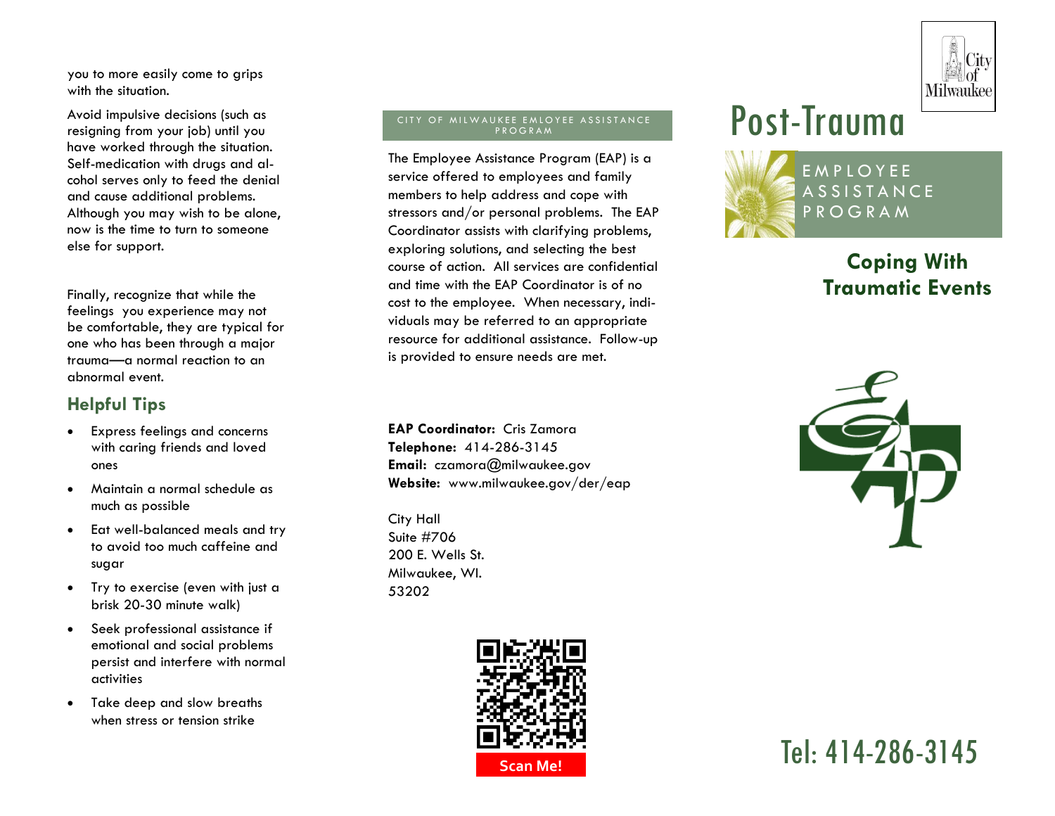you to more easily come to grips with the situation.

Avoid impulsive decisions (such as resigning from your job) until you have worked through the situation. Self-medication with drugs and alcohol serves only to feed the denial and cause additional problems. Although you may wish to be alone, now is the time to turn to someone else for support.

Finally, recognize that while the feelings you experience may not be comfortable, they are typical for one who has been through a major trauma—a normal reaction to an abnormal event.

## Helpful Tips

- Express feelings and concerns with caring friends and loved ones
- Maintain a normal schedule as much as possible
- Eat well-balanced meals and try to avoid too much caffeine and sugar
- Try to exercise (even with just a brisk 20-30 minute walk)
- Seek professional assistance if emotional and social problems persist and interfere with normal activities
- Take deep and slow breaths when stress or tension strike

CITY OF MILWAUKEE EMLOYEE ASSISTANCE PROGRAM

The Employee Assistance Program (EAP) is a service offered to employees and family members to help address and cope with stressors and/or personal problems. The EAP Coordinator assists with clarifying problems, exploring solutions, and selecting the best course of action. All services are confidential and time with the EAP Coordinator is of no cost to the employee. When necessary, individuals may be referred to an appropriate resource for additional assistance. Follow-up is provided to ensure needs are met.

**EAP Coordinator:** Cris Zamora
**Telephone:** 414-286-3145
**Email:** czamora@milwaukee.gov
**Website:** www.milwaukee.gov/der/eap

City Hall
Suite #706
200 E. Wells St.
Milwaukee, WI.
53202

Scan Me!

City of Milwaukee

# Post-Trauma

EMPLOYEE ASSISTANCE PROGRAM

## Coping With Traumatic Events

Tel: 414-286-3145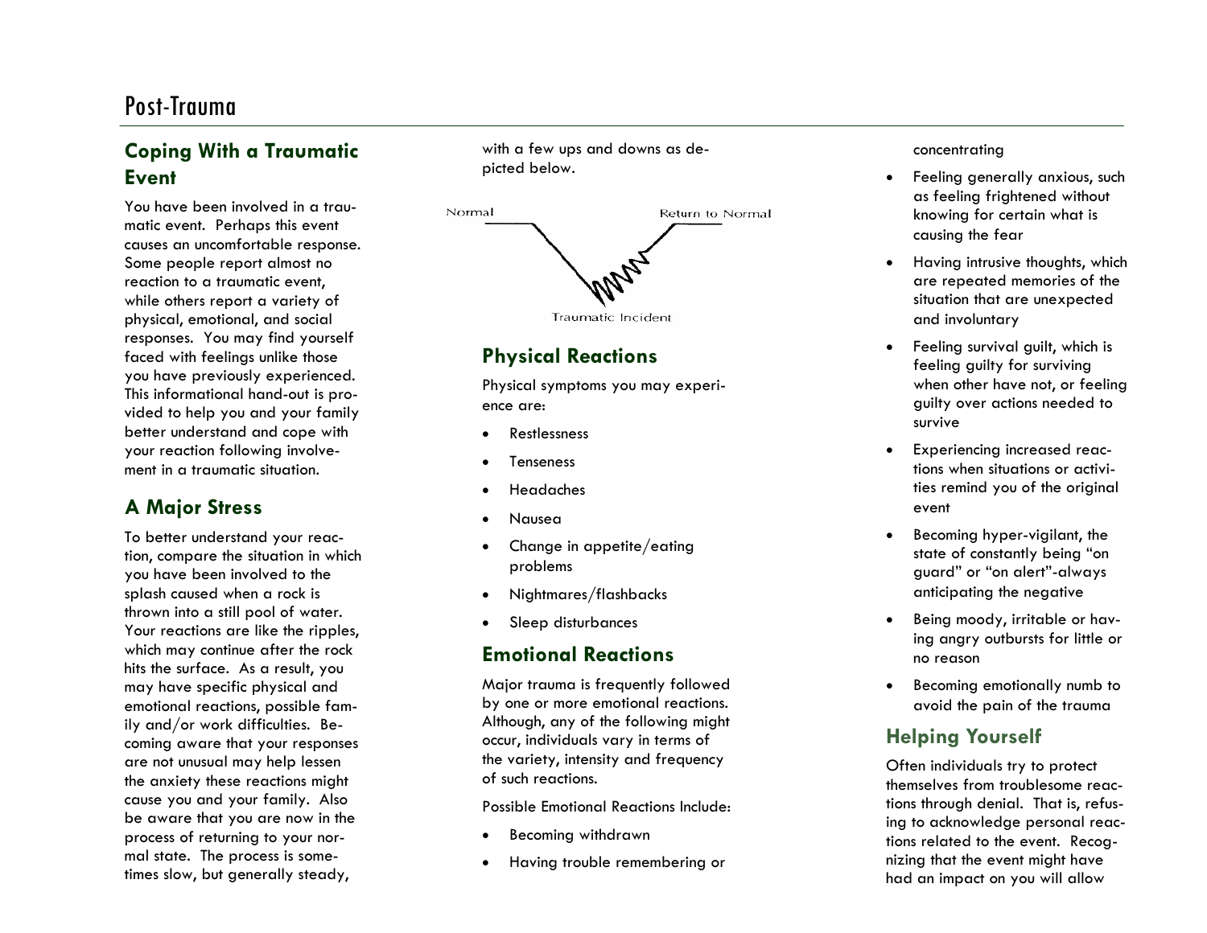# Post-Trauma

## Coping With a Traumatic Event

You have been involved in a traumatic event. Perhaps this event causes an uncomfortable response. Some people report almost no reaction to a traumatic event, while others report a variety of physical, emotional, and social responses. You may find yourself faced with feelings unlike those you have previously experienced. This informational hand-out is provided to help you and your family better understand and cope with your reaction following involvement in a traumatic situation.

## A Major Stress

To better understand your reaction, compare the situation in which you have been involved to the splash caused when a rock is thrown into a still pool of water. Your reactions are like the ripples, which may continue after the rock hits the surface. As a result, you may have specific physical and emotional reactions, possible family and/or work difficulties. Becoming aware that your responses are not unusual may help lessen the anxiety these reactions might cause you and your family. Also be aware that you are now in the process of returning to your normal state. The process is sometimes slow, but generally steady, with a few ups and downs as depicted below.

Normal

Return to Normal

Traumatic Incident

## Physical Reactions

Physical symptoms you may experience are:

- Restlessness
- Tenseness
- Headaches
- Nausea
- Change in appetite/eating problems
- Nightmares/flashbacks
- Sleep disturbances

## Emotional Reactions

Major trauma is frequently followed by one or more emotional reactions. Although, any of the following might occur, individuals vary in terms of the variety, intensity and frequency of such reactions.

Possible Emotional Reactions Include:

- Becoming withdrawn
- Having trouble remembering or concentrating
- Feeling generally anxious, such as feeling frightened without knowing for certain what is causing the fear
- Having intrusive thoughts, which are repeated memories of the situation that are unexpected and involuntary
- Feeling survival guilt, which is feeling guilty for surviving when other have not, or feeling guilty over actions needed to survive
- Experiencing increased reactions when situations or activities remind you of the original event
- Becoming hyper-vigilant, the state of constantly being "on guard" or "on alert"-always anticipating the negative
- Being moody, irritable or having angry outbursts for little or no reason
- Becoming emotionally numb to avoid the pain of the trauma

## Helping Yourself

Often individuals try to protect themselves from troublesome reactions through denial. That is, refusing to acknowledge personal reactions related to the event. Recognizing that the event might have had an impact on you will allow